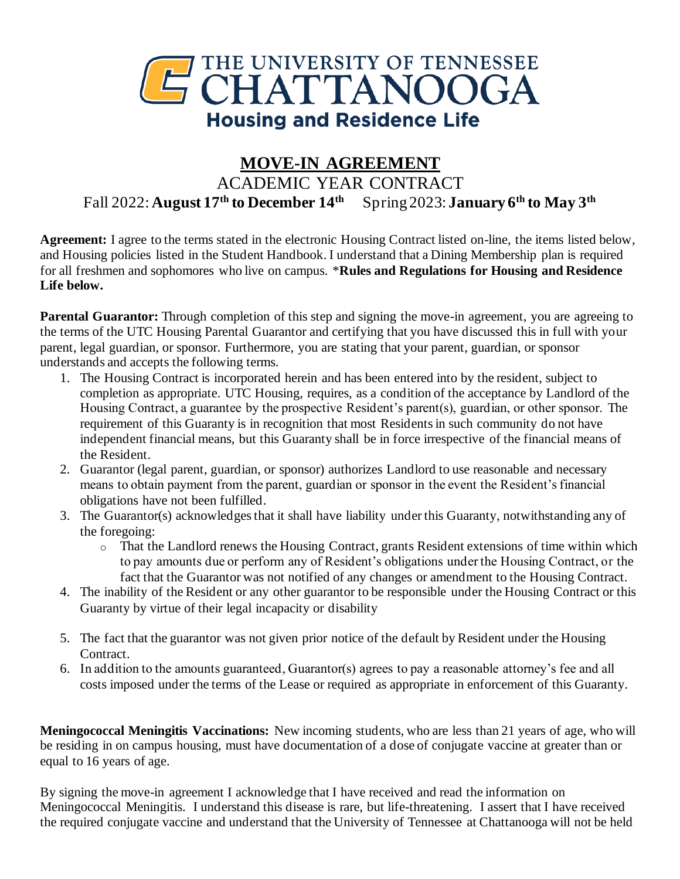# THE UNIVERSITY OF TENNESSEE CHATTANOOGA

## Housing and Residence Life

## MOVE-IN AGREEMENT

ACADEMIC YEAR CONTRACT

Fall 2022: **August 17th to December 14th** Spring 2023: **January 6th to May 3rd**

**Agreement:** I agree to the terms stated in the electronic Housing Contract listed on-line, the items listed below, and Housing policies listed in the Student Handbook. I understand that a Dining Membership plan is required for all freshmen and sophomores who live on campus. ***Rules and Regulations for Housing and Residence Life below.**

**Parental Guarantor:** Through completion of this step and signing the move-in agreement, you are agreeing to the terms of the UTC Housing Parental Guarantor and certifying that you have discussed this in full with your parent, legal guardian, or sponsor. Furthermore, you are stating that your parent, guardian, or sponsor understands and accepts the following terms.

1. The Housing Contract is incorporated herein and has been entered into by the resident, subject to completion as appropriate. UTC Housing, requires, as a condition of the acceptance by Landlord of the Housing Contract, a guarantee by the prospective Resident's parent(s), guardian, or other sponsor. The requirement of this Guaranty is in recognition that most Residents in such community do not have independent financial means, but this Guaranty shall be in force irrespective of the financial means of the Resident.
2. Guarantor (legal parent, guardian, or sponsor) authorizes Landlord to use reasonable and necessary means to obtain payment from the parent, guardian or sponsor in the event the Resident's financial obligations have not been fulfilled.
3. The Guarantor(s) acknowledges that it shall have liability under this Guaranty, notwithstanding any of the foregoing:
   - That the Landlord renews the Housing Contract, grants Resident extensions of time within which to pay amounts due or perform any of Resident's obligations under the Housing Contract, or the fact that the Guarantor was not notified of any changes or amendment to the Housing Contract.
4. The inability of the Resident or any other guarantor to be responsible under the Housing Contract or this Guaranty by virtue of their legal incapacity or disability
5. The fact that the guarantor was not given prior notice of the default by Resident under the Housing Contract.
6. In addition to the amounts guaranteed, Guarantor(s) agrees to pay a reasonable attorney's fee and all costs imposed under the terms of the Lease or required as appropriate in enforcement of this Guaranty.

**Meningococcal Meningitis Vaccinations:** New incoming students, who are less than 21 years of age, who will be residing in on campus housing, must have documentation of a dose of conjugate vaccine at greater than or equal to 16 years of age.

By signing the move-in agreement I acknowledge that I have received and read the information on Meningococcal Meningitis. I understand this disease is rare, but life-threatening. I assert that I have received the required conjugate vaccine and understand that the University of Tennessee at Chattanooga will not be held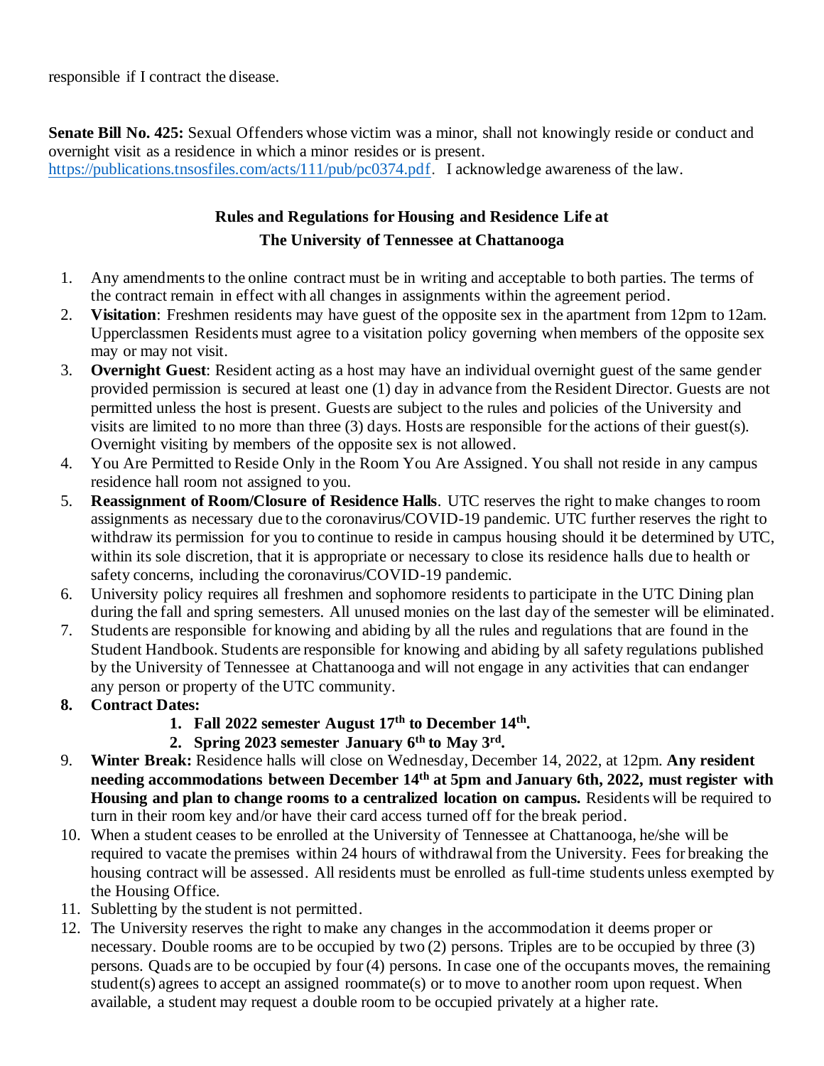responsible if I contract the disease.

**Senate Bill No. 425:** Sexual Offenders whose victim was a minor, shall not knowingly reside or conduct and overnight visit as a residence in which a minor resides or is present. https://publications.tnsosfiles.com/acts/111/pub/pc0374.pdf. I acknowledge awareness of the law.

## Rules and Regulations for Housing and Residence Life at The University of Tennessee at Chattanooga

1. Any amendments to the online contract must be in writing and acceptable to both parties. The terms of the contract remain in effect with all changes in assignments within the agreement period.
2. **Visitation**: Freshmen residents may have guest of the opposite sex in the apartment from 12pm to 12am. Upperclassmen Residents must agree to a visitation policy governing when members of the opposite sex may or may not visit.
3. **Overnight Guest**: Resident acting as a host may have an individual overnight guest of the same gender provided permission is secured at least one (1) day in advance from the Resident Director. Guests are not permitted unless the host is present. Guests are subject to the rules and policies of the University and visits are limited to no more than three (3) days. Hosts are responsible for the actions of their guest(s). Overnight visiting by members of the opposite sex is not allowed.
4. You Are Permitted to Reside Only in the Room You Are Assigned. You shall not reside in any campus residence hall room not assigned to you.
5. **Reassignment of Room/Closure of Residence Halls**. UTC reserves the right to make changes to room assignments as necessary due to the coronavirus/COVID-19 pandemic. UTC further reserves the right to withdraw its permission for you to continue to reside in campus housing should it be determined by UTC, within its sole discretion, that it is appropriate or necessary to close its residence halls due to health or safety concerns, including the coronavirus/COVID-19 pandemic.
6. University policy requires all freshmen and sophomore residents to participate in the UTC Dining plan during the fall and spring semesters. All unused monies on the last day of the semester will be eliminated.
7. Students are responsible for knowing and abiding by all the rules and regulations that are found in the Student Handbook. Students are responsible for knowing and abiding by all safety regulations published by the University of Tennessee at Chattanooga and will not engage in any activities that can endanger any person or property of the UTC community.
8. **Contract Dates:**
   1. **Fall 2022 semester August 17th to December 14th.**
   2. **Spring 2023 semester January 6th to May 3rd.**
9. **Winter Break:** Residence halls will close on Wednesday, December 14, 2022, at 12pm. **Any resident needing accommodations between December 14th at 5pm and January 6th, 2022, must register with Housing and plan to change rooms to a centralized location on campus.** Residents will be required to turn in their room key and/or have their card access turned off for the break period.
10. When a student ceases to be enrolled at the University of Tennessee at Chattanooga, he/she will be required to vacate the premises within 24 hours of withdrawal from the University. Fees for breaking the housing contract will be assessed. All residents must be enrolled as full-time students unless exempted by the Housing Office.
11. Subletting by the student is not permitted.
12. The University reserves the right to make any changes in the accommodation it deems proper or necessary. Double rooms are to be occupied by two (2) persons. Triples are to be occupied by three (3) persons. Quads are to be occupied by four (4) persons. In case one of the occupants moves, the remaining student(s) agrees to accept an assigned roommate(s) or to move to another room upon request. When available, a student may request a double room to be occupied privately at a higher rate.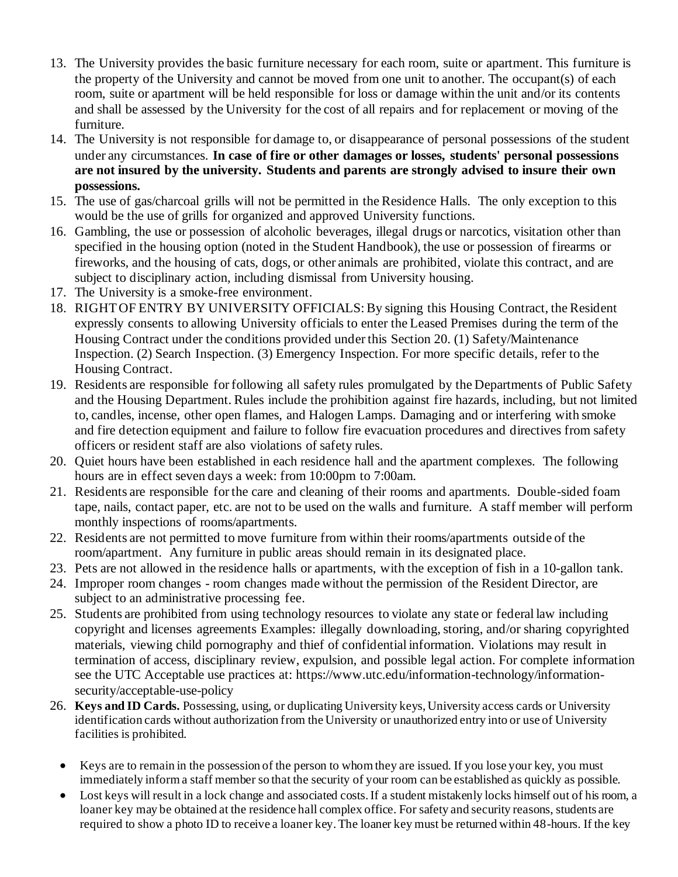13. The University provides the basic furniture necessary for each room, suite or apartment. This furniture is the property of the University and cannot be moved from one unit to another. The occupant(s) of each room, suite or apartment will be held responsible for loss or damage within the unit and/or its contents and shall be assessed by the University for the cost of all repairs and for replacement or moving of the furniture.
14. The University is not responsible for damage to, or disappearance of personal possessions of the student under any circumstances. **In case of fire or other damages or losses, students' personal possessions are not insured by the university. Students and parents are strongly advised to insure their own possessions.**
15. The use of gas/charcoal grills will not be permitted in the Residence Halls. The only exception to this would be the use of grills for organized and approved University functions.
16. Gambling, the use or possession of alcoholic beverages, illegal drugs or narcotics, visitation other than specified in the housing option (noted in the Student Handbook), the use or possession of firearms or fireworks, and the housing of cats, dogs, or other animals are prohibited, violate this contract, and are subject to disciplinary action, including dismissal from University housing.
17. The University is a smoke-free environment.
18. RIGHT OF ENTRY BY UNIVERSITY OFFICIALS: By signing this Housing Contract, the Resident expressly consents to allowing University officials to enter the Leased Premises during the term of the Housing Contract under the conditions provided under this Section 20. (1) Safety/Maintenance Inspection. (2) Search Inspection. (3) Emergency Inspection. For more specific details, refer to the Housing Contract.
19. Residents are responsible for following all safety rules promulgated by the Departments of Public Safety and the Housing Department. Rules include the prohibition against fire hazards, including, but not limited to, candles, incense, other open flames, and Halogen Lamps. Damaging and or interfering with smoke and fire detection equipment and failure to follow fire evacuation procedures and directives from safety officers or resident staff are also violations of safety rules.
20. Quiet hours have been established in each residence hall and the apartment complexes. The following hours are in effect seven days a week: from 10:00pm to 7:00am.
21. Residents are responsible for the care and cleaning of their rooms and apartments. Double-sided foam tape, nails, contact paper, etc. are not to be used on the walls and furniture. A staff member will perform monthly inspections of rooms/apartments.
22. Residents are not permitted to move furniture from within their rooms/apartments outside of the room/apartment. Any furniture in public areas should remain in its designated place.
23. Pets are not allowed in the residence halls or apartments, with the exception of fish in a 10-gallon tank.
24. Improper room changes - room changes made without the permission of the Resident Director, are subject to an administrative processing fee.
25. Students are prohibited from using technology resources to violate any state or federal law including copyright and licenses agreements Examples: illegally downloading, storing, and/or sharing copyrighted materials, viewing child pornography and thief of confidential information. Violations may result in termination of access, disciplinary review, expulsion, and possible legal action. For complete information see the UTC Acceptable use practices at: https://www.utc.edu/information-technology/information-security/acceptable-use-policy
26. **Keys and ID Cards.** Possessing, using, or duplicating University keys, University access cards or University identification cards without authorization from the University or unauthorized entry into or use of University facilities is prohibited.

    - Keys are to remain in the possession of the person to whom they are issued. If you lose your key, you must immediately inform a staff member so that the security of your room can be established as quickly as possible.
    - Lost keys will result in a lock change and associated costs. If a student mistakenly locks himself out of his room, a loaner key may be obtained at the residence hall complex office. For safety and security reasons, students are required to show a photo ID to receive a loaner key. The loaner key must be returned within 48-hours. If the key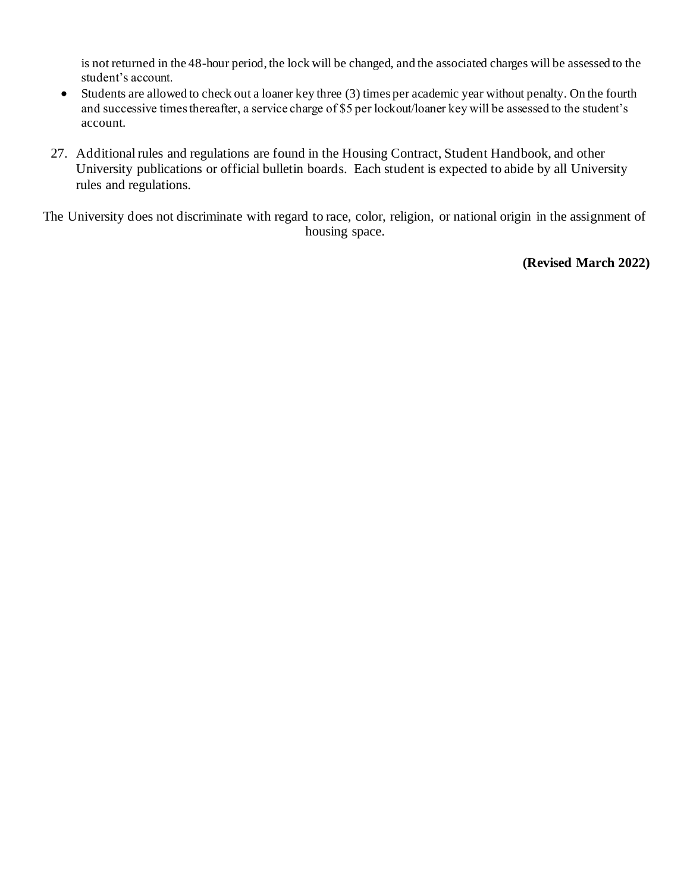is not returned in the 48-hour period, the lock will be changed, and the associated charges will be assessed to the student's account.

- Students are allowed to check out a loaner key three (3) times per academic year without penalty. On the fourth and successive times thereafter, a service charge of $5 per lockout/loaner key will be assessed to the student's account.

27. Additional rules and regulations are found in the Housing Contract, Student Handbook, and other University publications or official bulletin boards. Each student is expected to abide by all University rules and regulations.

The University does not discriminate with regard to race, color, religion, or national origin in the assignment of housing space.

**(Revised March 2022)**